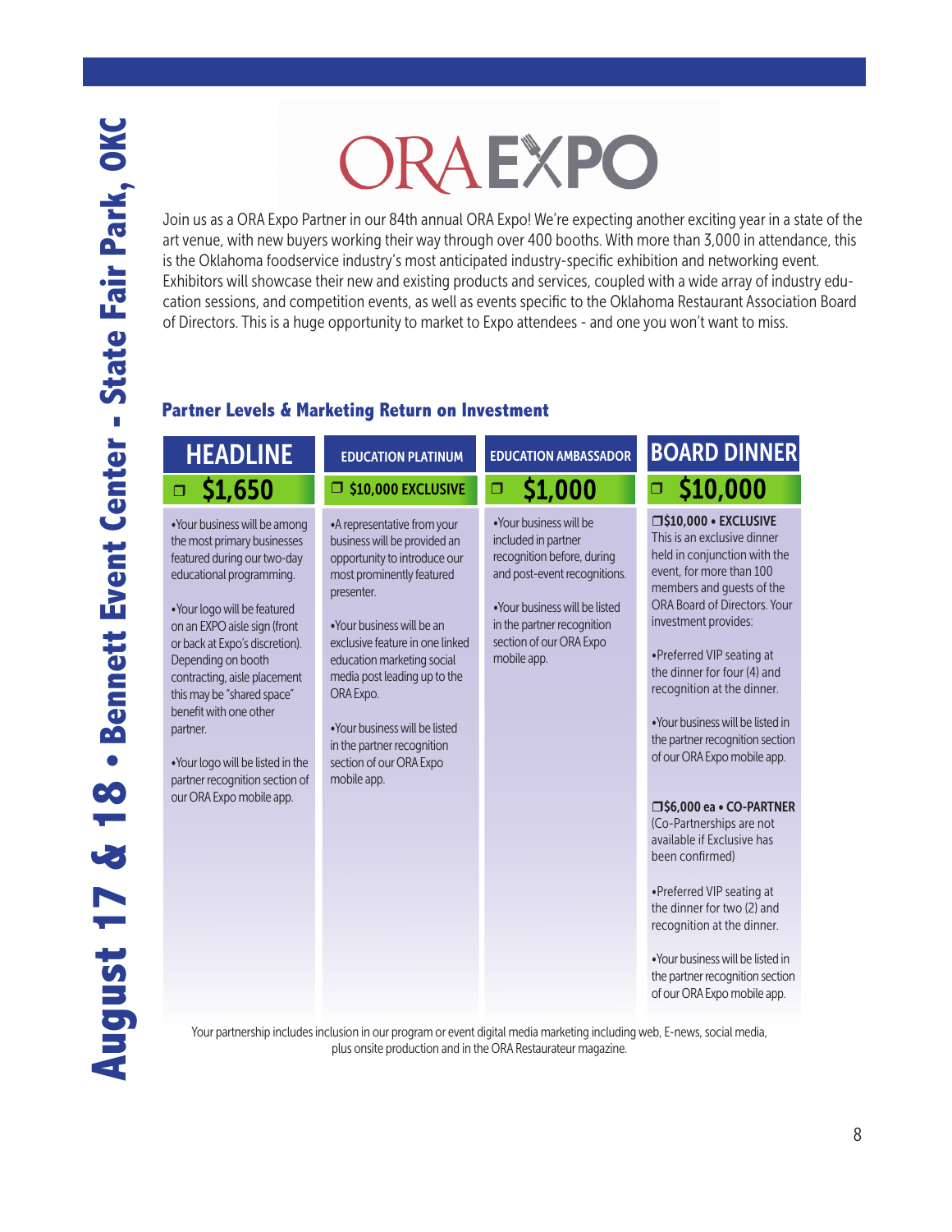# ORA EXPO

**August 17 & 18 • Bennett Event Center - State Fair Park, OKC**

Join us as a ORA Expo Partner in our 84th annual ORA Expo! We're expecting another exciting year in a state of the art venue, with new buyers working their way through over 400 booths. With more than 3,000 in attendance, this is the Oklahoma foodservice industry's most anticipated industry-specific exhibition and networking event. Exhibitors will showcase their new and existing products and services, coupled with a wide array of industry education sessions, and competition events, as well as events specific to the Oklahoma Restaurant Association Board of Directors. This is a huge opportunity to market to Expo attendees - and one you won't want to miss.

## Partner Levels & Marketing Return on Investment

### HEADLINE

❒ **$1,650**

- Your business will be among the most primary businesses featured during our two-day educational programming.
- Your logo will be featured on an EXPO aisle sign (front or back at Expo's discretion). Depending on booth contracting, aisle placement this may be "shared space" benefit with one other partner.
- Your logo will be listed in the partner recognition section of our ORA Expo mobile app.

### EDUCATION PLATINUM

❒ **$10,000 EXCLUSIVE**

- A representative from your business will be provided an opportunity to introduce our most prominently featured presenter.
- Your business will be an exclusive feature in one linked education marketing social media post leading up to the ORA Expo.
- Your business will be listed in the partner recognition section of our ORA Expo mobile app.

### EDUCATION AMBASSADOR

❒ **$1,000**

- Your business will be included in partner recognition before, during and post-event recognitions.
- Your business will be listed in the partner recognition section of our ORA Expo mobile app.

### BOARD DINNER

❒ **$10,000**

**❒$10,000 • EXCLUSIVE**

This is an exclusive dinner held in conjunction with the event, for more than 100 members and guests of the ORA Board of Directors. Your investment provides:

- Preferred VIP seating at the dinner for four (4) and recognition at the dinner.
- Your business will be listed in the partner recognition section of our ORA Expo mobile app.

**❒$6,000 ea • CO-PARTNER**

(Co-Partnerships are not available if Exclusive has been confirmed)

- Preferred VIP seating at the dinner for two (2) and recognition at the dinner.
- Your business will be listed in the partner recognition section of our ORA Expo mobile app.

Your partnership includes inclusion in our program or event digital media marketing including web, E-news, social media, plus onsite production and in the ORA Restaurateur magazine.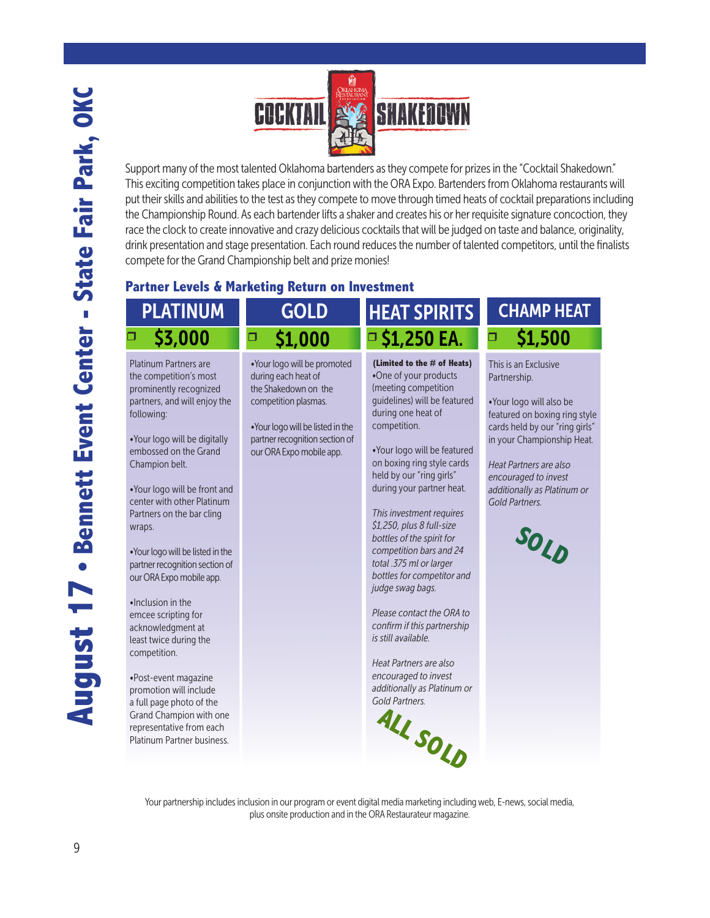# COCKTAIL SHAKEDOWN

August 17 • Bennett Event Center - State Fair Park, OKC

Support many of the most talented Oklahoma bartenders as they compete for prizes in the "Cocktail Shakedown." This exciting competition takes place in conjunction with the ORA Expo. Bartenders from Oklahoma restaurants will put their skills and abilities to the test as they compete to move through timed heats of cocktail preparations including the Championship Round. As each bartender lifts a shaker and creates his or her requisite signature concoction, they race the clock to create innovative and crazy delicious cocktails that will be judged on taste and balance, originality, drink presentation and stage presentation. Each round reduces the number of talented competitors, until the finalists compete for the Grand Championship belt and prize monies!

## Partner Levels & Marketing Return on Investment

| PLATINUM | GOLD | HEAT SPIRITS | CHAMP HEAT |
|---|---|---|---|
| ❒ $3,000 | ❒ $1,000 | ❒ $1,250 EA. | ❒ $1,500 |
| Platinum Partners are the competition's most prominently recognized partners, and will enjoy the following:<br><br>•Your logo will be digitally embossed on the Grand Champion belt.<br><br>•Your logo will be front and center with other Platinum Partners on the bar cling wraps.<br><br>•Your logo will be listed in the partner recognition section of our ORA Expo mobile app.<br><br>•Inclusion in the emcee scripting for acknowledgment at least twice during the competition.<br><br>•Post-event magazine promotion will include a full page photo of the Grand Champion with one representative from each Platinum Partner business. | •Your logo will be promoted during each heat of the Shakedown on the competition plasmas.<br><br>•Your logo will be listed in the partner recognition section of our ORA Expo mobile app. | **(Limited to the # of Heats)**<br>•One of your products (meeting competition guidelines) will be featured during one heat of competition.<br><br>•Your logo will be featured on boxing ring style cards held by our "ring girls" during your partner heat.<br><br>*This investment requires $1,250, plus 8 full-size bottles of the spirit for competition bars and 24 total .375 ml or larger bottles for competitor and judge swag bags.*<br><br>*Please contact the ORA to confirm if this partnership is still available.*<br><br>*Heat Partners are also encouraged to invest additionally as Platinum or Gold Partners.*<br><br>ALL SOLD | This is an Exclusive Partnership.<br><br>•Your logo will also be featured on boxing ring style cards held by our "ring girls" in your Championship Heat.<br><br>*Heat Partners are also encouraged to invest additionally as Platinum or Gold Partners.*<br><br>SOLD |

Your partnership includes inclusion in our program or event digital media marketing including web, E-news, social media, plus onsite production and in the ORA Restaurateur magazine.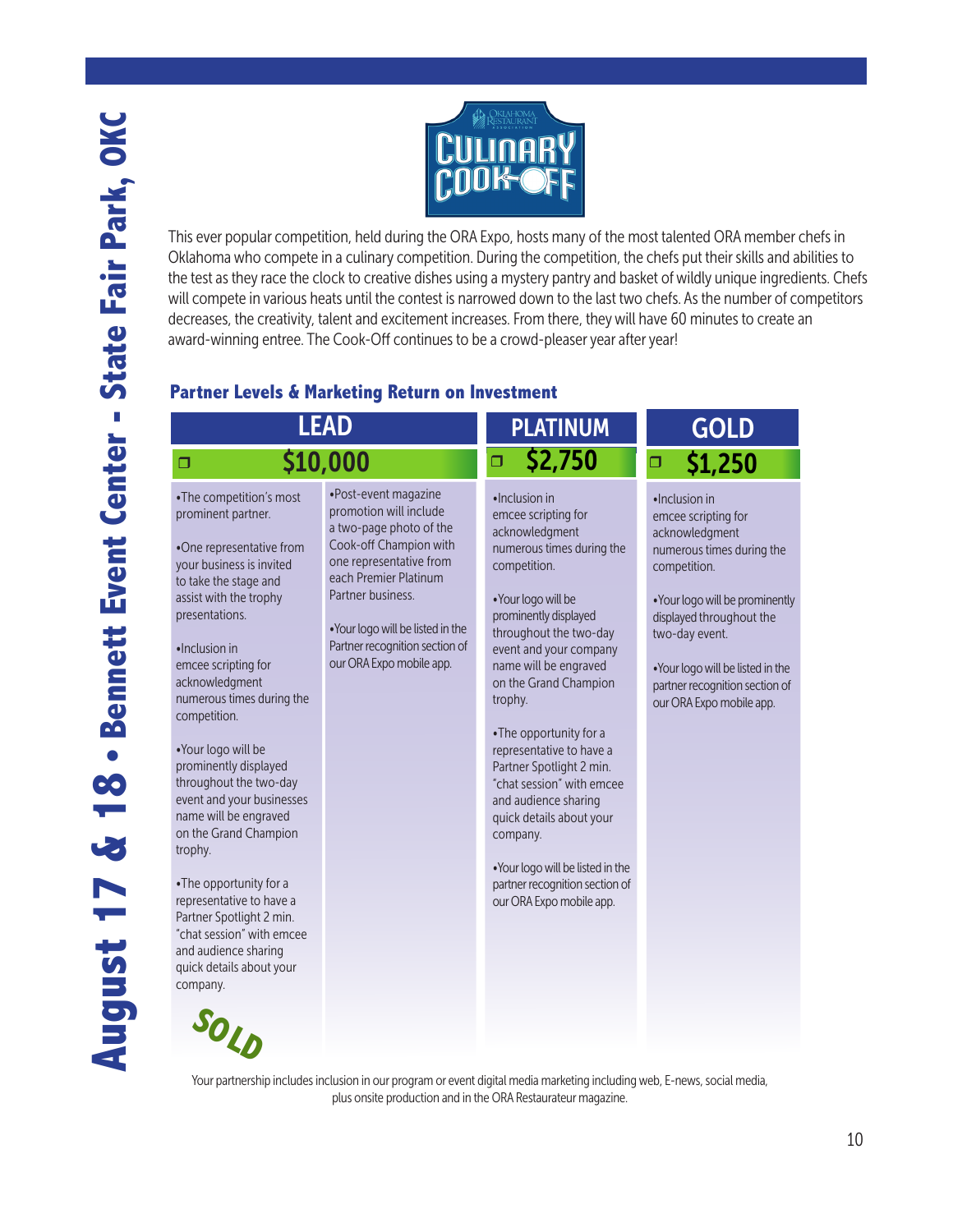August 17 & 18 • Bennett Event Center - State Fair Park, OKC

This ever popular competition, held during the ORA Expo, hosts many of the most talented ORA member chefs in Oklahoma who compete in a culinary competition. During the competition, the chefs put their skills and abilities to the test as they race the clock to creative dishes using a mystery pantry and basket of wildly unique ingredients. Chefs will compete in various heats until the contest is narrowed down to the last two chefs. As the number of competitors decreases, the creativity, talent and excitement increases. From there, they will have 60 minutes to create an award-winning entree. The Cook-Off continues to be a crowd-pleaser year after year!

## Partner Levels & Marketing Return on Investment

| LEAD | PLATINUM | GOLD |
|---|---|---|
| ❐ $10,000 | ❐ $2,750 | ❐ $1,250 |
| •The competition's most prominent partner.<br><br>•One representative from your business is invited to take the stage and assist with the trophy presentations.<br><br>•Inclusion in emcee scripting for acknowledgment numerous times during the competition.<br><br>•Your logo will be prominently displayed throughout the two-day event and your businesses name will be engraved on the Grand Champion trophy.<br><br>•The opportunity for a representative to have a Partner Spotlight 2 min. "chat session" with emcee and audience sharing quick details about your company.<br><br>•Post-event magazine promotion will include a two-page photo of the Cook-off Champion with one representative from each Premier Platinum Partner business.<br><br>•Your logo will be listed in the Partner recognition section of our ORA Expo mobile app.<br><br>SOLD | •Inclusion in emcee scripting for acknowledgment numerous times during the competition.<br><br>•Your logo will be prominently displayed throughout the two-day event and your company name will be engraved on the Grand Champion trophy.<br><br>•The opportunity for a representative to have a Partner Spotlight 2 min. "chat session" with emcee and audience sharing quick details about your company.<br><br>•Your logo will be listed in the partner recognition section of our ORA Expo mobile app. | •Inclusion in emcee scripting for acknowledgment numerous times during the competition.<br><br>•Your logo will be prominently displayed throughout the two-day event.<br><br>•Your logo will be listed in the partner recognition section of our ORA Expo mobile app. |

Your partnership includes inclusion in our program or event digital media marketing including web, E-news, social media, plus onsite production and in the ORA Restaurateur magazine.